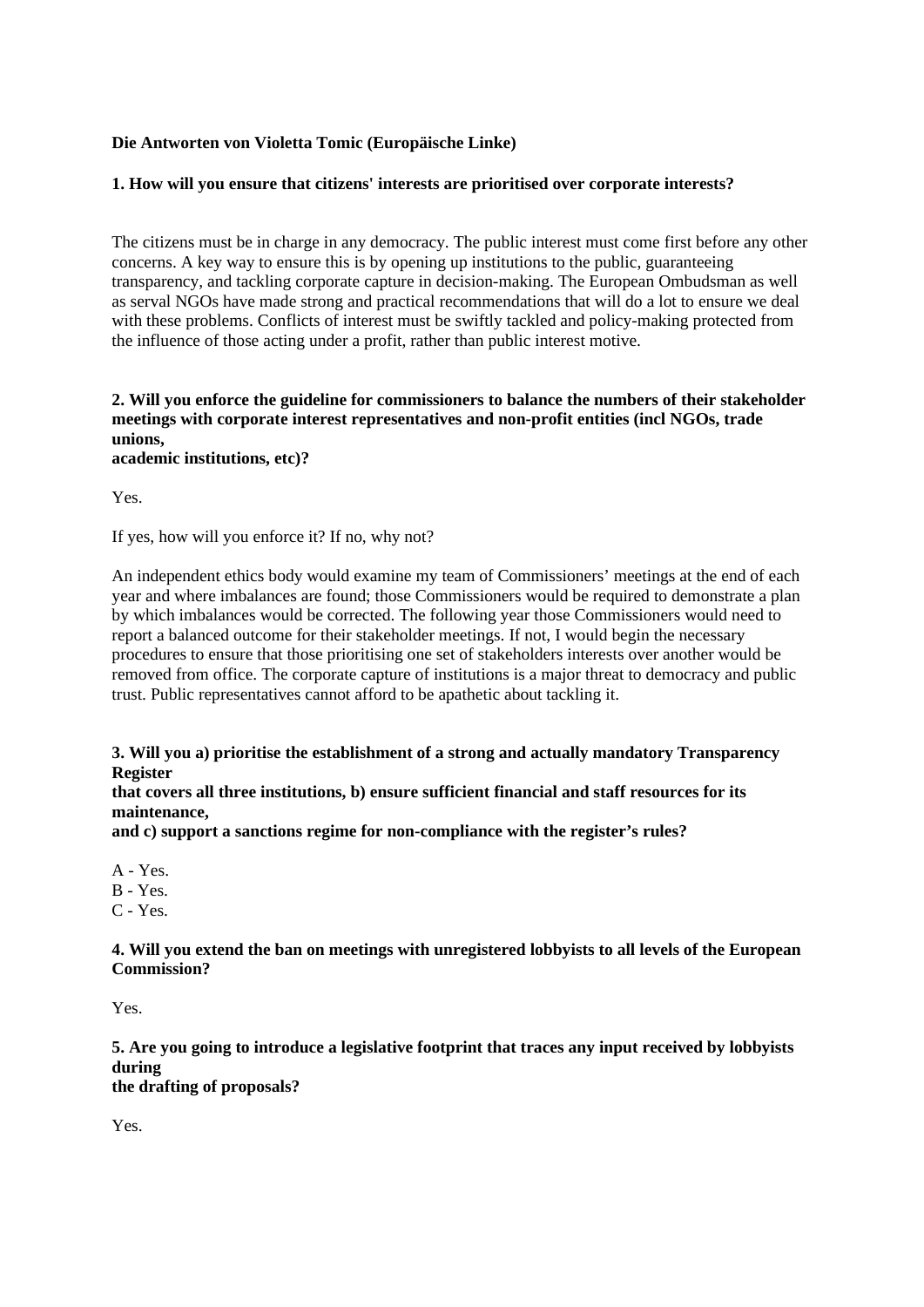**Die Antworten von Violetta Tomic (Europäische Linke)**

**1. How will you ensure that citizens' interests are prioritised over corporate interests?**

The citizens must be in charge in any democracy. The public interest must come first before any other concerns. A key way to ensure this is by opening up institutions to the public, guaranteeing transparency, and tackling corporate capture in decision-making. The European Ombudsman as well as serval NGOs have made strong and practical recommendations that will do a lot to ensure we deal with these problems. Conflicts of interest must be swiftly tackled and policy-making protected from the influence of those acting under a profit, rather than public interest motive.

**2. Will you enforce the guideline for commissioners to balance the numbers of their stakeholder meetings with corporate interest representatives and non-profit entities (incl NGOs, trade unions, academic institutions, etc)?**

Yes.

If yes, how will you enforce it? If no, why not?

An independent ethics body would examine my team of Commissioners' meetings at the end of each year and where imbalances are found; those Commissioners would be required to demonstrate a plan by which imbalances would be corrected. The following year those Commissioners would need to report a balanced outcome for their stakeholder meetings. If not, I would begin the necessary procedures to ensure that those prioritising one set of stakeholders interests over another would be removed from office. The corporate capture of institutions is a major threat to democracy and public trust. Public representatives cannot afford to be apathetic about tackling it.

**3. Will you a) prioritise the establishment of a strong and actually mandatory Transparency Register that covers all three institutions, b) ensure sufficient financial and staff resources for its maintenance, and c) support a sanctions regime for non-compliance with the register's rules?**

A - Yes.
B - Yes.
C - Yes.

**4. Will you extend the ban on meetings with unregistered lobbyists to all levels of the European Commission?**

Yes.

**5. Are you going to introduce a legislative footprint that traces any input received by lobbyists during the drafting of proposals?**

Yes.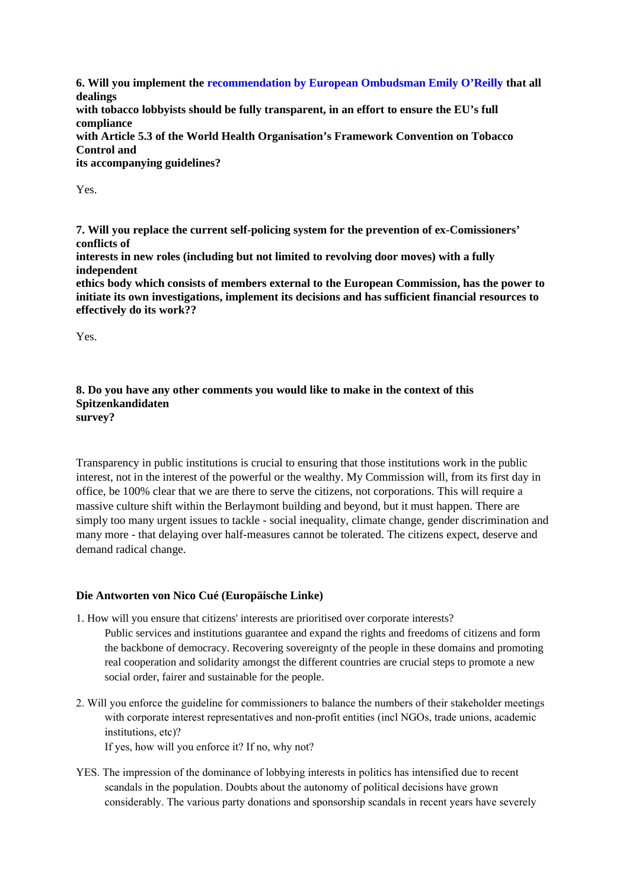**6. Will you implement the recommendation by European Ombudsman Emily O'Reilly that all dealings with tobacco lobbyists should be fully transparent, in an effort to ensure the EU's full compliance with Article 5.3 of the World Health Organisation's Framework Convention on Tobacco Control and its accompanying guidelines?**

Yes.

**7. Will you replace the current self-policing system for the prevention of ex-Comissioners' conflicts of interests in new roles (including but not limited to revolving door moves) with a fully independent ethics body which consists of members external to the European Commission, has the power to initiate its own investigations, implement its decisions and has sufficient financial resources to effectively do its work??**

Yes.

**8. Do you have any other comments you would like to make in the context of this Spitzenkandidaten survey?**

Transparency in public institutions is crucial to ensuring that those institutions work in the public interest, not in the interest of the powerful or the wealthy. My Commission will, from its first day in office, be 100% clear that we are there to serve the citizens, not corporations. This will require a massive culture shift within the Berlaymont building and beyond, but it must happen. There are simply too many urgent issues to tackle - social inequality, climate change, gender discrimination and many more - that delaying over half-measures cannot be tolerated. The citizens expect, deserve and demand radical change.

**Die Antworten von Nico Cué (Europäische Linke)**

1. How will you ensure that citizens' interests are prioritised over corporate interests?

   Public services and institutions guarantee and expand the rights and freedoms of citizens and form the backbone of democracy. Recovering sovereignty of the people in these domains and promoting real cooperation and solidarity amongst the different countries are crucial steps to promote a new social order, fairer and sustainable for the people.

2. Will you enforce the guideline for commissioners to balance the numbers of their stakeholder meetings with corporate interest representatives and non-profit entities (incl NGOs, trade unions, academic institutions, etc)?

   If yes, how will you enforce it? If no, why not?

YES. The impression of the dominance of lobbying interests in politics has intensified due to recent scandals in the population. Doubts about the autonomy of political decisions have grown considerably. The various party donations and sponsorship scandals in recent years have severely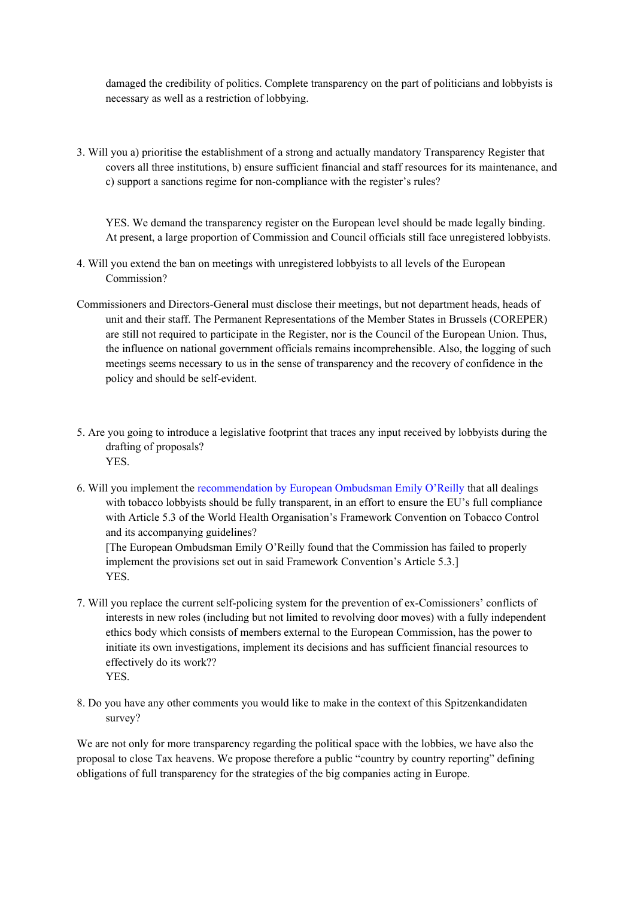damaged the credibility of politics. Complete transparency on the part of politicians and lobbyists is necessary as well as a restriction of lobbying.

3. Will you a) prioritise the establishment of a strong and actually mandatory Transparency Register that covers all three institutions, b) ensure sufficient financial and staff resources for its maintenance, and c) support a sanctions regime for non-compliance with the register's rules?

   YES. We demand the transparency register on the European level should be made legally binding. At present, a large proportion of Commission and Council officials still face unregistered lobbyists.

4. Will you extend the ban on meetings with unregistered lobbyists to all levels of the European Commission?

Commissioners and Directors-General must disclose their meetings, but not department heads, heads of unit and their staff. The Permanent Representations of the Member States in Brussels (COREPER) are still not required to participate in the Register, nor is the Council of the European Union. Thus, the influence on national government officials remains incomprehensible. Also, the logging of such meetings seems necessary to us in the sense of transparency and the recovery of confidence in the policy and should be self-evident.

5. Are you going to introduce a legislative footprint that traces any input received by lobbyists during the drafting of proposals?
   YES.

6. Will you implement the recommendation by European Ombudsman Emily O'Reilly that all dealings with tobacco lobbyists should be fully transparent, in an effort to ensure the EU's full compliance with Article 5.3 of the World Health Organisation's Framework Convention on Tobacco Control and its accompanying guidelines?
   [The European Ombudsman Emily O'Reilly found that the Commission has failed to properly implement the provisions set out in said Framework Convention's Article 5.3.]
   YES.

7. Will you replace the current self-policing system for the prevention of ex-Comissioners' conflicts of interests in new roles (including but not limited to revolving door moves) with a fully independent ethics body which consists of members external to the European Commission, has the power to initiate its own investigations, implement its decisions and has sufficient financial resources to effectively do its work??
   YES.

8. Do you have any other comments you would like to make in the context of this Spitzenkandidaten survey?

We are not only for more transparency regarding the political space with the lobbies, we have also the proposal to close Tax heavens. We propose therefore a public "country by country reporting" defining obligations of full transparency for the strategies of the big companies acting in Europe.